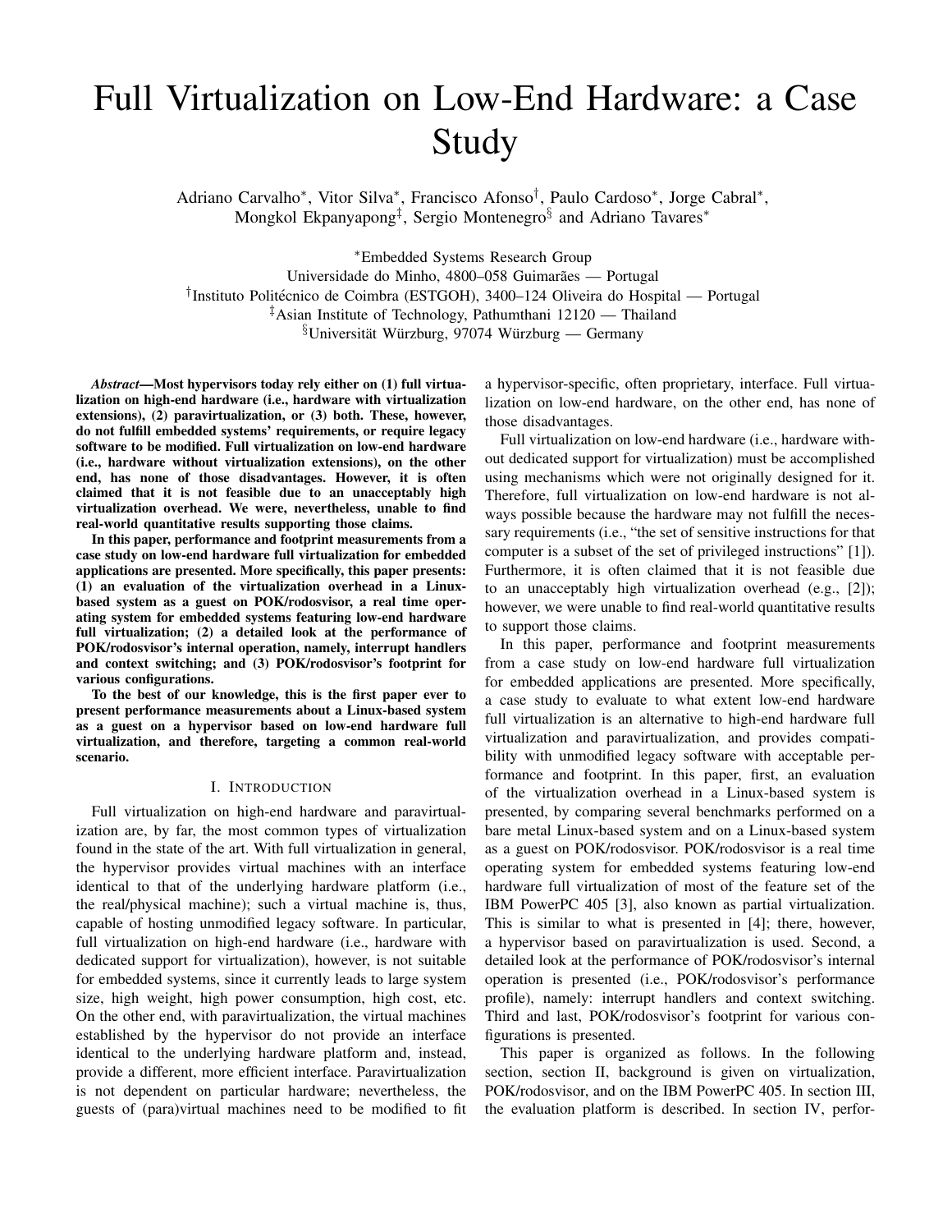# Full Virtualization on Low-End Hardware: a Case Study

Adriano Carvalho[*], Vitor Silva[*], Francisco Afonso[†], Paulo Cardoso[*], Jorge Cabral[*], Mongkol Ekpanyapong[‡], Sergio Montenegro[§] and Adriano Tavares[*]

[*]Embedded Systems Research Group
Universidade do Minho, 4800–058 Guimarães — Portugal
[†]Instituto Politécnico de Coimbra (ESTGOH), 3400–124 Oliveira do Hospital — Portugal
[‡]Asian Institute of Technology, Pathumthani 12120 — Thailand
[§]Universität Würzburg, 97074 Würzburg — Germany

***Abstract*—Most hypervisors today rely either on (1) full virtualization on high-end hardware (i.e., hardware with virtualization extensions), (2) paravirtualization, or (3) both. These, however, do not fulfill embedded systems' requirements, or require legacy software to be modified. Full virtualization on low-end hardware (i.e., hardware without virtualization extensions), on the other end, has none of those disadvantages. However, it is often claimed that it is not feasible due to an unacceptably high virtualization overhead. We were, nevertheless, unable to find real-world quantitative results supporting those claims.**

**In this paper, performance and footprint measurements from a case study on low-end hardware full virtualization for embedded applications are presented. More specifically, this paper presents: (1) an evaluation of the virtualization overhead in a Linux-based system as a guest on POK/rodosvisor, a real time operating system for embedded systems featuring low-end hardware full virtualization; (2) a detailed look at the performance of POK/rodosvisor's internal operation, namely, interrupt handlers and context switching; and (3) POK/rodosvisor's footprint for various configurations.**

**To the best of our knowledge, this is the first paper ever to present performance measurements about a Linux-based system as a guest on a hypervisor based on low-end hardware full virtualization, and therefore, targeting a common real-world scenario.**

## I. Introduction

Full virtualization on high-end hardware and paravirtualization are, by far, the most common types of virtualization found in the state of the art. With full virtualization in general, the hypervisor provides virtual machines with an interface identical to that of the underlying hardware platform (i.e., the real/physical machine); such a virtual machine is, thus, capable of hosting unmodified legacy software. In particular, full virtualization on high-end hardware (i.e., hardware with dedicated support for virtualization), however, is not suitable for embedded systems, since it currently leads to large system size, high weight, high power consumption, high cost, etc. On the other end, with paravirtualization, the virtual machines established by the hypervisor do not provide an interface identical to the underlying hardware platform and, instead, provide a different, more efficient interface. Paravirtualization is not dependent on particular hardware; nevertheless, the guests of (para)virtual machines need to be modified to fit a hypervisor-specific, often proprietary, interface. Full virtualization on low-end hardware, on the other end, has none of those disadvantages.

Full virtualization on low-end hardware (i.e., hardware without dedicated support for virtualization) must be accomplished using mechanisms which were not originally designed for it. Therefore, full virtualization on low-end hardware is not always possible because the hardware may not fulfill the necessary requirements (i.e., "the set of sensitive instructions for that computer is a subset of the set of privileged instructions" [1]). Furthermore, it is often claimed that it is not feasible due to an unacceptably high virtualization overhead (e.g., [2]); however, we were unable to find real-world quantitative results to support those claims.

In this paper, performance and footprint measurements from a case study on low-end hardware full virtualization for embedded applications are presented. More specifically, a case study to evaluate to what extent low-end hardware full virtualization is an alternative to high-end hardware full virtualization and paravirtualization, and provides compatibility with unmodified legacy software with acceptable performance and footprint. In this paper, first, an evaluation of the virtualization overhead in a Linux-based system is presented, by comparing several benchmarks performed on a bare metal Linux-based system and on a Linux-based system as a guest on POK/rodosvisor. POK/rodosvisor is a real time operating system for embedded systems featuring low-end hardware full virtualization of most of the feature set of the IBM PowerPC 405 [3], also known as partial virtualization. This is similar to what is presented in [4]; there, however, a hypervisor based on paravirtualization is used. Second, a detailed look at the performance of POK/rodosvisor's internal operation is presented (i.e., POK/rodosvisor's performance profile), namely: interrupt handlers and context switching. Third and last, POK/rodosvisor's footprint for various configurations is presented.

This paper is organized as follows. In the following section, section II, background is given on virtualization, POK/rodosvisor, and on the IBM PowerPC 405. In section III, the evaluation platform is described. In section IV, perfor-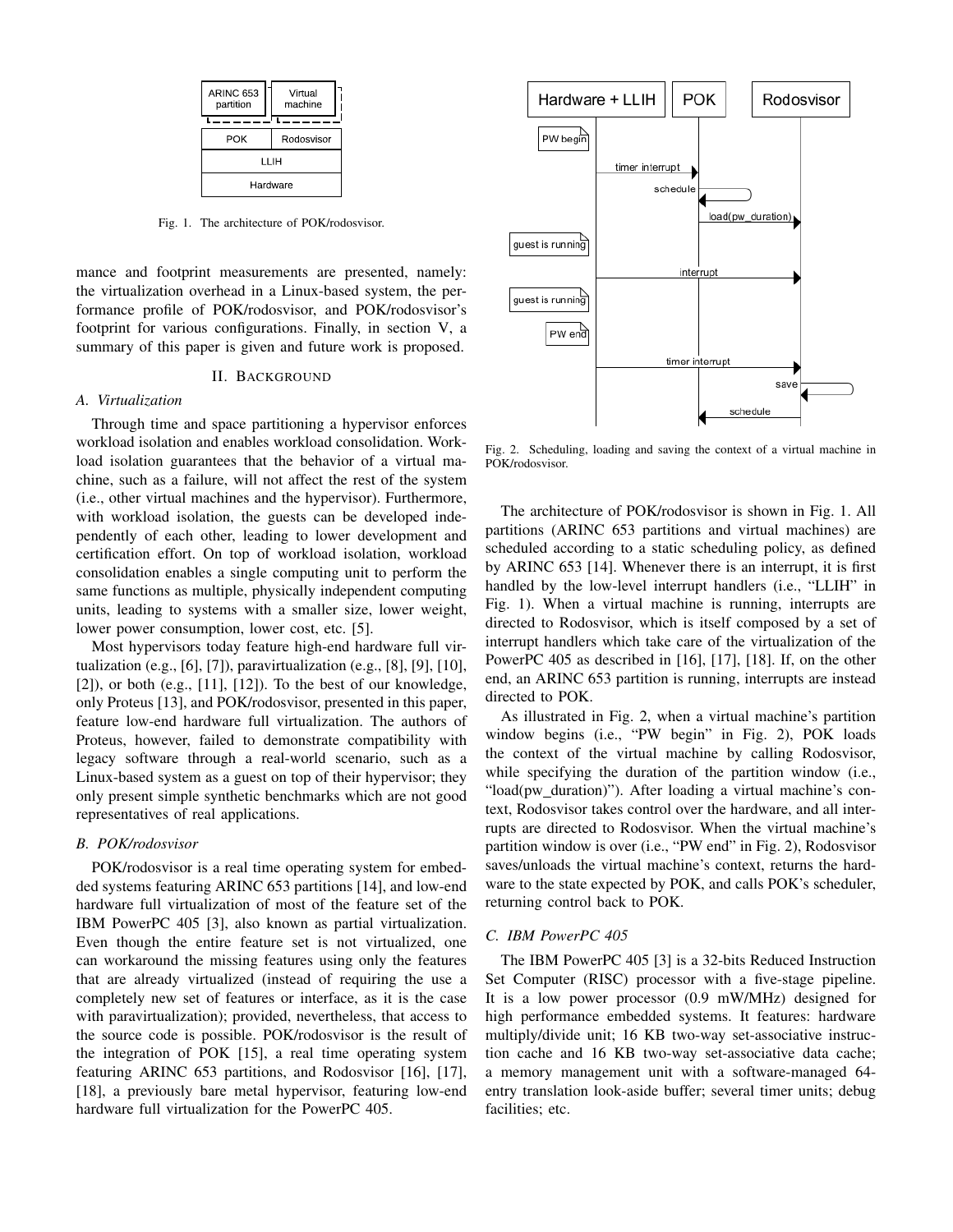Fig. 1. The architecture of POK/rodosvisor.

mance and footprint measurements are presented, namely: the virtualization overhead in a Linux-based system, the performance profile of POK/rodosvisor, and POK/rodosvisor's footprint for various configurations. Finally, in section V, a summary of this paper is given and future work is proposed.

## II. Background

### A. Virtualization

Through time and space partitioning a hypervisor enforces workload isolation and enables workload consolidation. Workload isolation guarantees that the behavior of a virtual machine, such as a failure, will not affect the rest of the system (i.e., other virtual machines and the hypervisor). Furthermore, with workload isolation, the guests can be developed independently of each other, leading to lower development and certification effort. On top of workload isolation, workload consolidation enables a single computing unit to perform the same functions as multiple, physically independent computing units, leading to systems with a smaller size, lower weight, lower power consumption, lower cost, etc. [5].

Most hypervisors today feature high-end hardware full virtualization (e.g., [6], [7]), paravirtualization (e.g., [8], [9], [10], [2]), or both (e.g., [11], [12]). To the best of our knowledge, only Proteus [13], and POK/rodosvisor, presented in this paper, feature low-end hardware full virtualization. The authors of Proteus, however, failed to demonstrate compatibility with legacy software through a real-world scenario, such as a Linux-based system as a guest on top of their hypervisor; they only present simple synthetic benchmarks which are not good representatives of real applications.

### B. POK/rodosvisor

POK/rodosvisor is a real time operating system for embedded systems featuring ARINC 653 partitions [14], and low-end hardware full virtualization of most of the feature set of the IBM PowerPC 405 [3], also known as partial virtualization. Even though the entire feature set is not virtualized, one can workaround the missing features using only the features that are already virtualized (instead of requiring the use a completely new set of features or interface, as it is the case with paravirtualization); provided, nevertheless, that access to the source code is possible. POK/rodosvisor is the result of the integration of POK [15], a real time operating system featuring ARINC 653 partitions, and Rodosvisor [16], [17], [18], a previously bare metal hypervisor, featuring low-end hardware full virtualization for the PowerPC 405.

Fig. 2. Scheduling, loading and saving the context of a virtual machine in POK/rodosvisor.

The architecture of POK/rodosvisor is shown in Fig. 1. All partitions (ARINC 653 partitions and virtual machines) are scheduled according to a static scheduling policy, as defined by ARINC 653 [14]. Whenever there is an interrupt, it is first handled by the low-level interrupt handlers (i.e., "LLIH" in Fig. 1). When a virtual machine is running, interrupts are directed to Rodosvisor, which is itself composed by a set of interrupt handlers which take care of the virtualization of the PowerPC 405 as described in [16], [17], [18]. If, on the other end, an ARINC 653 partition is running, interrupts are instead directed to POK.

As illustrated in Fig. 2, when a virtual machine's partition window begins (i.e., "PW begin" in Fig. 2), POK loads the context of the virtual machine by calling Rodosvisor, while specifying the duration of the partition window (i.e., "load(pw_duration)"). After loading a virtual machine's context, Rodosvisor takes control over the hardware, and all interrupts are directed to Rodosvisor. When the virtual machine's partition window is over (i.e., "PW end" in Fig. 2), Rodosvisor saves/unloads the virtual machine's context, returns the hardware to the state expected by POK, and calls POK's scheduler, returning control back to POK.

### C. IBM PowerPC 405

The IBM PowerPC 405 [3] is a 32-bits Reduced Instruction Set Computer (RISC) processor with a five-stage pipeline. It is a low power processor (0.9 mW/MHz) designed for high performance embedded systems. It features: hardware multiply/divide unit; 16 KB two-way set-associative instruction cache and 16 KB two-way set-associative data cache; a memory management unit with a software-managed 64-entry translation look-aside buffer; several timer units; debug facilities; etc.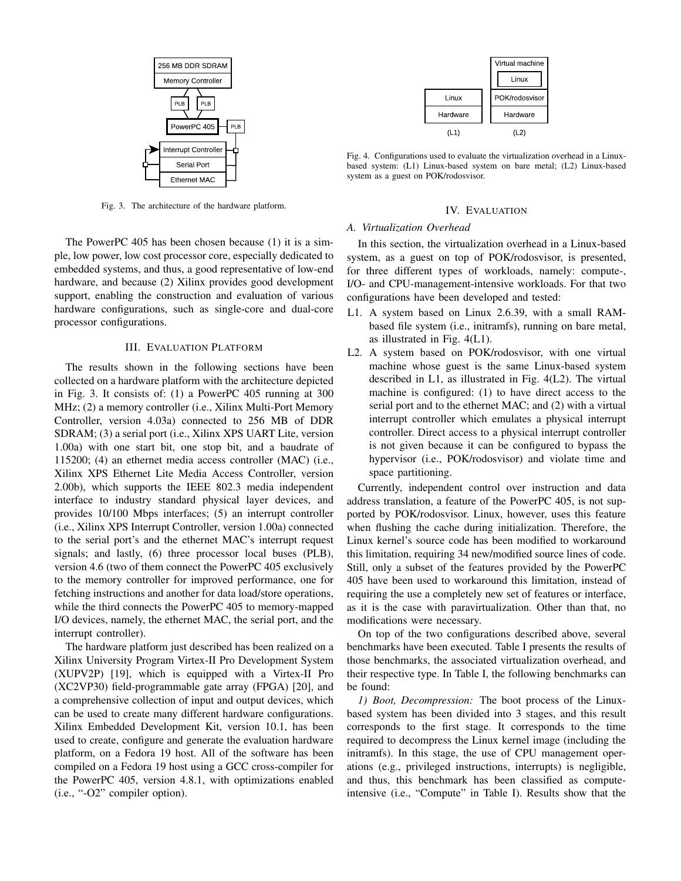Fig. 3. The architecture of the hardware platform.

The PowerPC 405 has been chosen because (1) it is a simple, low power, low cost processor core, especially dedicated to embedded systems, and thus, a good representative of low-end hardware, and because (2) Xilinx provides good development support, enabling the construction and evaluation of various hardware configurations, such as single-core and dual-core processor configurations.

## III. Evaluation Platform

The results shown in the following sections have been collected on a hardware platform with the architecture depicted in Fig. 3. It consists of: (1) a PowerPC 405 running at 300 MHz; (2) a memory controller (i.e., Xilinx Multi-Port Memory Controller, version 4.03a) connected to 256 MB of DDR SDRAM; (3) a serial port (i.e., Xilinx XPS UART Lite, version 1.00a) with one start bit, one stop bit, and a baudrate of 115200; (4) an ethernet media access controller (MAC) (i.e., Xilinx XPS Ethernet Lite Media Access Controller, version 2.00b), which supports the IEEE 802.3 media independent interface to industry standard physical layer devices, and provides 10/100 Mbps interfaces; (5) an interrupt controller (i.e., Xilinx XPS Interrupt Controller, version 1.00a) connected to the serial port's and the ethernet MAC's interrupt request signals; and lastly, (6) three processor local buses (PLB), version 4.6 (two of them connect the PowerPC 405 exclusively to the memory controller for improved performance, one for fetching instructions and another for data load/store operations, while the third connects the PowerPC 405 to memory-mapped I/O devices, namely, the ethernet MAC, the serial port, and the interrupt controller).

The hardware platform just described has been realized on a Xilinx University Program Virtex-II Pro Development System (XUPV2P) [19], which is equipped with a Virtex-II Pro (XC2VP30) field-programmable gate array (FPGA) [20], and a comprehensive collection of input and output devices, which can be used to create many different hardware configurations. Xilinx Embedded Development Kit, version 10.1, has been used to create, configure and generate the evaluation hardware platform, on a Fedora 19 host. All of the software has been compiled on a Fedora 19 host using a GCC cross-compiler for the PowerPC 405, version 4.8.1, with optimizations enabled (i.e., "-O2" compiler option).

Fig. 4. Configurations used to evaluate the virtualization overhead in a Linux-based system: (L1) Linux-based system on bare metal; (L2) Linux-based system as a guest on POK/rodosvisor.

## IV. Evaluation

### A. Virtualization Overhead

In this section, the virtualization overhead in a Linux-based system, as a guest on top of POK/rodosvisor, is presented, for three different types of workloads, namely: compute-, I/O- and CPU-management-intensive workloads. For that two configurations have been developed and tested:

L1. A system based on Linux 2.6.39, with a small RAM-based file system (i.e., initramfs), running on bare metal, as illustrated in Fig. 4(L1).

L2. A system based on POK/rodosvisor, with one virtual machine whose guest is the same Linux-based system described in L1, as illustrated in Fig. 4(L2). The virtual machine is configured: (1) to have direct access to the serial port and to the ethernet MAC; and (2) with a virtual interrupt controller which emulates a physical interrupt controller. Direct access to a physical interrupt controller is not given because it can be configured to bypass the hypervisor (i.e., POK/rodosvisor) and violate time and space partitioning.

Currently, independent control over instruction and data address translation, a feature of the PowerPC 405, is not supported by POK/rodosvisor. Linux, however, uses this feature when flushing the cache during initialization. Therefore, the Linux kernel's source code has been modified to workaround this limitation, requiring 34 new/modified source lines of code. Still, only a subset of the features provided by the PowerPC 405 have been used to workaround this limitation, instead of requiring the use a completely new set of features or interface, as it is the case with paravirtualization. Other than that, no modifications were necessary.

On top of the two configurations described above, several benchmarks have been executed. Table I presents the results of those benchmarks, the associated virtualization overhead, and their respective type. In Table I, the following benchmarks can be found:

*1) Boot, Decompression:* The boot process of the Linux-based system has been divided into 3 stages, and this result corresponds to the first stage. It corresponds to the time required to decompress the Linux kernel image (including the initramfs). In this stage, the use of CPU management operations (e.g., privileged instructions, interrupts) is negligible, and thus, this benchmark has been classified as compute-intensive (i.e., "Compute" in Table I). Results show that the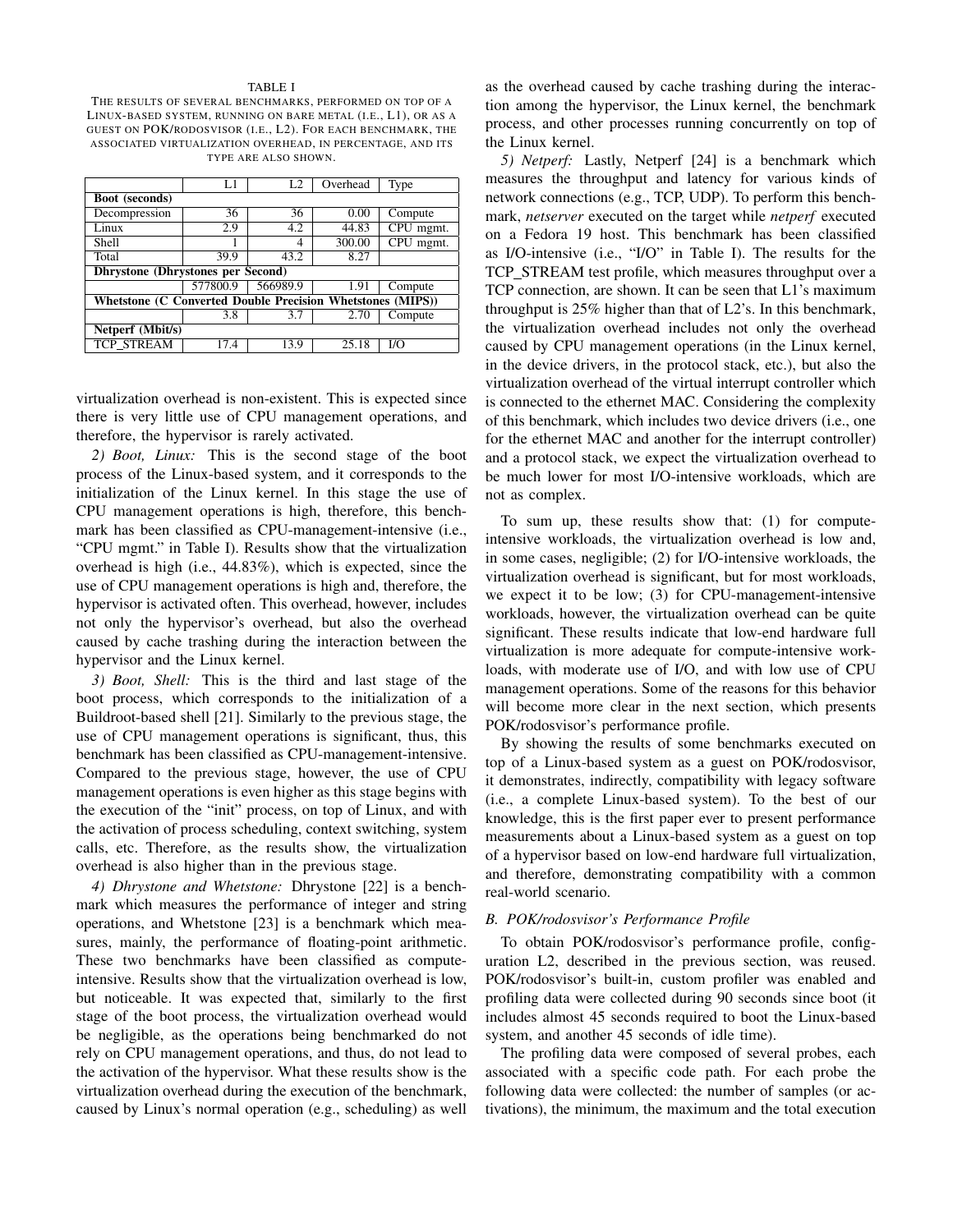TABLE I

THE RESULTS OF SEVERAL BENCHMARKS, PERFORMED ON TOP OF A LINUX-BASED SYSTEM, RUNNING ON BARE METAL (I.E., L1), OR AS A GUEST ON POK/RODOSVISOR (I.E., L2). FOR EACH BENCHMARK, THE ASSOCIATED VIRTUALIZATION OVERHEAD, IN PERCENTAGE, AND ITS TYPE ARE ALSO SHOWN.

| | L1 | L2 | Overhead | Type |
|---|---|---|---|---|
| **Boot (seconds)** | | | | |
| Decompression | 36 | 36 | 0.00 | Compute |
| Linux | 2.9 | 4.2 | 44.83 | CPU mgmt. |
| Shell | 1 | 4 | 300.00 | CPU mgmt. |
| Total | 39.9 | 43.2 | 8.27 | |
| **Dhrystone (Dhrystones per Second)** | | | | |
| | 577800.9 | 566989.9 | 1.91 | Compute |
| **Whetstone (C Converted Double Precision Whetstones (MIPS))** | | | | |
| | 3.8 | 3.7 | 2.70 | Compute |
| **Netperf (Mbit/s)** | | | | |
| TCP_STREAM | 17.4 | 13.9 | 25.18 | I/O |

virtualization overhead is non-existent. This is expected since there is very little use of CPU management operations, and therefore, the hypervisor is rarely activated.

*2) Boot, Linux:* This is the second stage of the boot process of the Linux-based system, and it corresponds to the initialization of the Linux kernel. In this stage the use of CPU management operations is high, therefore, this benchmark has been classified as CPU-management-intensive (i.e., "CPU mgmt." in Table I). Results show that the virtualization overhead is high (i.e., 44.83%), which is expected, since the use of CPU management operations is high and, therefore, the hypervisor is activated often. This overhead, however, includes not only the hypervisor's overhead, but also the overhead caused by cache trashing during the interaction between the hypervisor and the Linux kernel.

*3) Boot, Shell:* This is the third and last stage of the boot process, which corresponds to the initialization of a Buildroot-based shell [21]. Similarly to the previous stage, the use of CPU management operations is significant, thus, this benchmark has been classified as CPU-management-intensive. Compared to the previous stage, however, the use of CPU management operations is even higher as this stage begins with the execution of the "init" process, on top of Linux, and with the activation of process scheduling, context switching, system calls, etc. Therefore, as the results show, the virtualization overhead is also higher than in the previous stage.

*4) Dhrystone and Whetstone:* Dhrystone [22] is a benchmark which measures the performance of integer and string operations, and Whetstone [23] is a benchmark which measures, mainly, the performance of floating-point arithmetic. These two benchmarks have been classified as compute-intensive. Results show that the virtualization overhead is low, but noticeable. It was expected that, similarly to the first stage of the boot process, the virtualization overhead would be negligible, as the operations being benchmarked do not rely on CPU management operations, and thus, do not lead to the activation of the hypervisor. What these results show is the virtualization overhead during the execution of the benchmark, caused by Linux's normal operation (e.g., scheduling) as well as the overhead caused by cache trashing during the interaction among the hypervisor, the Linux kernel, the benchmark process, and other processes running concurrently on top of the Linux kernel.

*5) Netperf:* Lastly, Netperf [24] is a benchmark which measures the throughput and latency for various kinds of network connections (e.g., TCP, UDP). To perform this benchmark, *netserver* executed on the target while *netperf* executed on a Fedora 19 host. This benchmark has been classified as I/O-intensive (i.e., "I/O" in Table I). The results for the TCP_STREAM test profile, which measures throughput over a TCP connection, are shown. It can be seen that L1's maximum throughput is 25% higher than that of L2's. In this benchmark, the virtualization overhead includes not only the overhead caused by CPU management operations (in the Linux kernel, in the device drivers, in the protocol stack, etc.), but also the virtualization overhead of the virtual interrupt controller which is connected to the ethernet MAC. Considering the complexity of this benchmark, which includes two device drivers (i.e., one for the ethernet MAC and another for the interrupt controller) and a protocol stack, we expect the virtualization overhead to be much lower for most I/O-intensive workloads, which are not as complex.

To sum up, these results show that: (1) for compute-intensive workloads, the virtualization overhead is low and, in some cases, negligible; (2) for I/O-intensive workloads, the virtualization overhead is significant, but for most workloads, we expect it to be low; (3) for CPU-management-intensive workloads, however, the virtualization overhead can be quite significant. These results indicate that low-end hardware full virtualization is more adequate for compute-intensive workloads, with moderate use of I/O, and with low use of CPU management operations. Some of the reasons for this behavior will become more clear in the next section, which presents POK/rodosvisor's performance profile.

By showing the results of some benchmarks executed on top of a Linux-based system as a guest on POK/rodosvisor, it demonstrates, indirectly, compatibility with legacy software (i.e., a complete Linux-based system). To the best of our knowledge, this is the first paper ever to present performance measurements about a Linux-based system as a guest on top of a hypervisor based on low-end hardware full virtualization, and therefore, demonstrating compatibility with a common real-world scenario.

### B. POK/rodosvisor's Performance Profile

To obtain POK/rodosvisor's performance profile, configuration L2, described in the previous section, was reused. POK/rodosvisor's built-in, custom profiler was enabled and profiling data were collected during 90 seconds since boot (it includes almost 45 seconds required to boot the Linux-based system, and another 45 seconds of idle time).

The profiling data were composed of several probes, each associated with a specific code path. For each probe the following data were collected: the number of samples (or activations), the minimum, the maximum and the total execution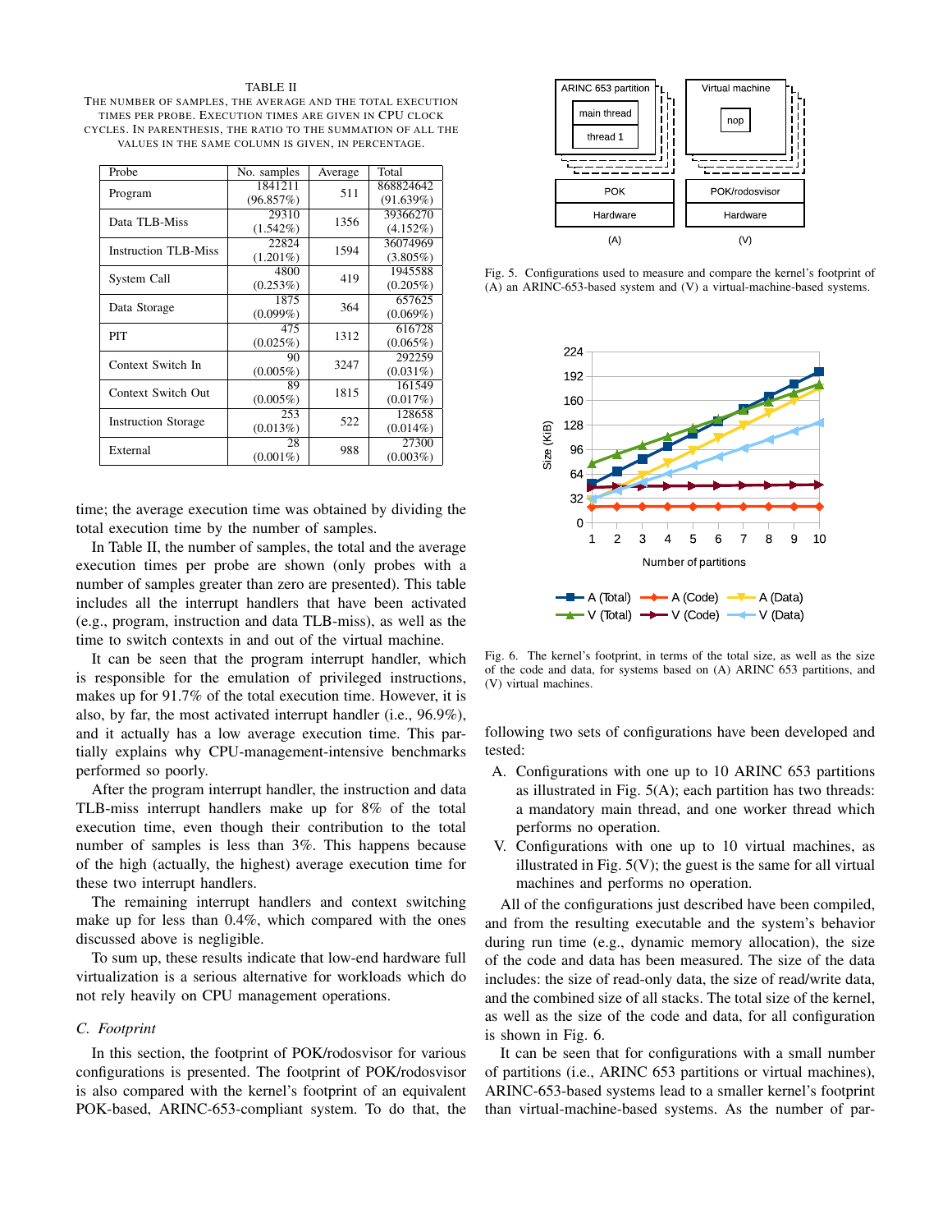TABLE II
THE NUMBER OF SAMPLES, THE AVERAGE AND THE TOTAL EXECUTION TIMES PER PROBE. EXECUTION TIMES ARE GIVEN IN CPU CLOCK CYCLES. IN PARENTHESIS, THE RATIO TO THE SUMMATION OF ALL THE VALUES IN THE SAME COLUMN IS GIVEN, IN PERCENTAGE.

| Probe | No. samples | Average | Total |
|---|---|---|---|
| Program | 1841211 (96.857%) | 511 | 868824642 (91.639%) |
| Data TLB-Miss | 29310 (1.542%) | 1356 | 39366270 (4.152%) |
| Instruction TLB-Miss | 22824 (1.201%) | 1594 | 36074969 (3.805%) |
| System Call | 4800 (0.253%) | 419 | 1945588 (0.205%) |
| Data Storage | 1875 (0.099%) | 364 | 657625 (0.069%) |
| PIT | 475 (0.025%) | 1312 | 616728 (0.065%) |
| Context Switch In | 90 (0.005%) | 3247 | 292259 (0.031%) |
| Context Switch Out | 89 (0.005%) | 1815 | 161549 (0.017%) |
| Instruction Storage | 253 (0.013%) | 522 | 128658 (0.014%) |
| External | 28 (0.001%) | 988 | 27300 (0.003%) |

time; the average execution time was obtained by dividing the total execution time by the number of samples.

In Table II, the number of samples, the total and the average execution times per probe are shown (only probes with a number of samples greater than zero are presented). This table includes all the interrupt handlers that have been activated (e.g., program, instruction and data TLB-miss), as well as the time to switch contexts in and out of the virtual machine.

It can be seen that the program interrupt handler, which is responsible for the emulation of privileged instructions, makes up for 91.7% of the total execution time. However, it is also, by far, the most activated interrupt handler (i.e., 96.9%), and it actually has a low average execution time. This partially explains why CPU-management-intensive benchmarks performed so poorly.

After the program interrupt handler, the instruction and data TLB-miss interrupt handlers make up for 8% of the total execution time, even though their contribution to the total number of samples is less than 3%. This happens because of the high (actually, the highest) average execution time for these two interrupt handlers.

The remaining interrupt handlers and context switching make up for less than 0.4%, which compared with the ones discussed above is negligible.

To sum up, these results indicate that low-end hardware full virtualization is a serious alternative for workloads which do not rely heavily on CPU management operations.

### C. Footprint

In this section, the footprint of POK/rodosvisor for various configurations is presented. The footprint of POK/rodosvisor is also compared with the kernel's footprint of an equivalent POK-based, ARINC-653-compliant system. To do that, the following two sets of configurations have been developed and tested:

A. Configurations with one up to 10 ARINC 653 partitions as illustrated in Fig. 5(A); each partition has two threads: a mandatory main thread, and one worker thread which performs no operation.

V. Configurations with one up to 10 virtual machines, as illustrated in Fig. 5(V); the guest is the same for all virtual machines and performs no operation.

Fig. 5. Configurations used to measure and compare the kernel's footprint of (A) an ARINC-653-based system and (V) a virtual-machine-based systems.

Fig. 6. The kernel's footprint, in terms of the total size, as well as the size of the code and data, for systems based on (A) ARINC 653 partitions, and (V) virtual machines.

All of the configurations just described have been compiled, and from the resulting executable and the system's behavior during run time (e.g., dynamic memory allocation), the size of the code and data has been measured. The size of the data includes: the size of read-only data, the size of read/write data, and the combined size of all stacks. The total size of the kernel, as well as the size of the code and data, for all configuration is shown in Fig. 6.

It can be seen that for configurations with a small number of partitions (i.e., ARINC 653 partitions or virtual machines), ARINC-653-based systems lead to a smaller kernel's footprint than virtual-machine-based systems. As the number of par-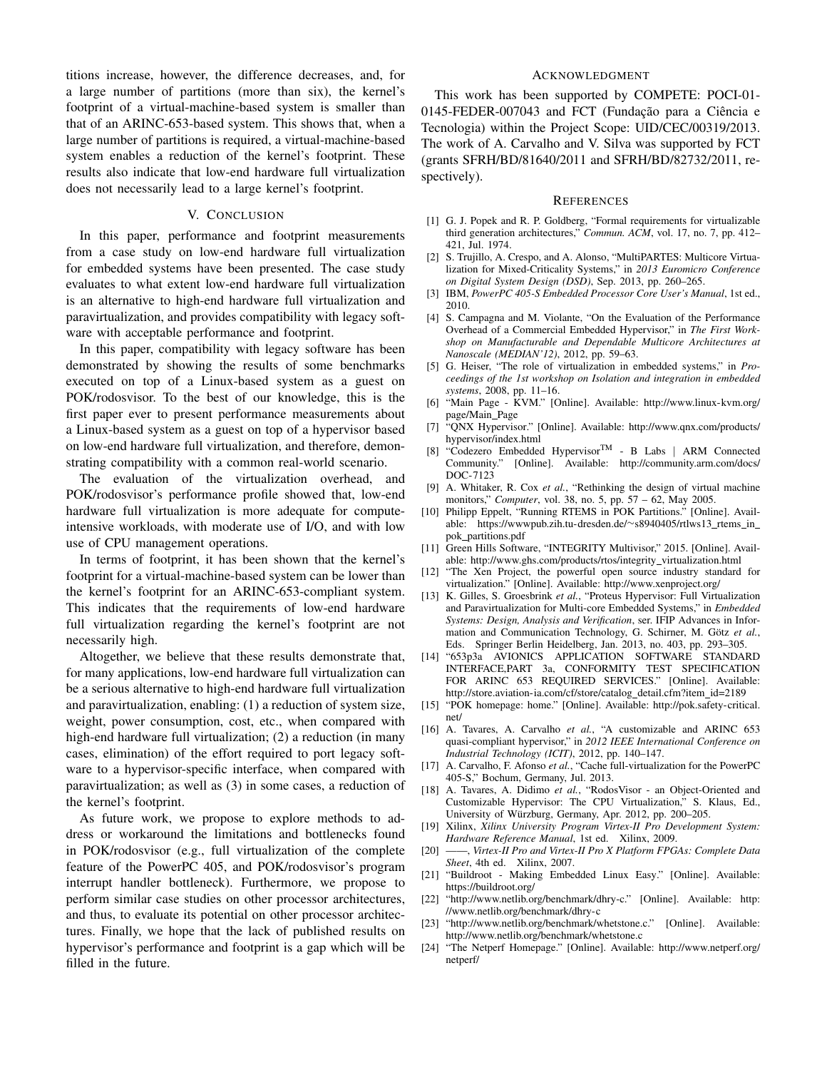titions increase, however, the difference decreases, and, for a large number of partitions (more than six), the kernel's footprint of a virtual-machine-based system is smaller than that of an ARINC-653-based system. This shows that, when a large number of partitions is required, a virtual-machine-based system enables a reduction of the kernel's footprint. These results also indicate that low-end hardware full virtualization does not necessarily lead to a large kernel's footprint.

## V. Conclusion

In this paper, performance and footprint measurements from a case study on low-end hardware full virtualization for embedded systems have been presented. The case study evaluates to what extent low-end hardware full virtualization is an alternative to high-end hardware full virtualization and paravirtualization, and provides compatibility with legacy software with acceptable performance and footprint.

In this paper, compatibility with legacy software has been demonstrated by showing the results of some benchmarks executed on top of a Linux-based system as a guest on POK/rodosvisor. To the best of our knowledge, this is the first paper ever to present performance measurements about a Linux-based system as a guest on top of a hypervisor based on low-end hardware full virtualization, and therefore, demonstrating compatibility with a common real-world scenario.

The evaluation of the virtualization overhead, and POK/rodosvisor's performance profile showed that, low-end hardware full virtualization is more adequate for compute-intensive workloads, with moderate use of I/O, and with low use of CPU management operations.

In terms of footprint, it has been shown that the kernel's footprint for a virtual-machine-based system can be lower than the kernel's footprint for an ARINC-653-compliant system. This indicates that the requirements of low-end hardware full virtualization regarding the kernel's footprint are not necessarily high.

Altogether, we believe that these results demonstrate that, for many applications, low-end hardware full virtualization can be a serious alternative to high-end hardware full virtualization and paravirtualization, enabling: (1) a reduction of system size, weight, power consumption, cost, etc., when compared with high-end hardware full virtualization; (2) a reduction (in many cases, elimination) of the effort required to port legacy software to a hypervisor-specific interface, when compared with paravirtualization; as well as (3) in some cases, a reduction of the kernel's footprint.

As future work, we propose to explore methods to address or workaround the limitations and bottlenecks found in POK/rodosvisor (e.g., full virtualization of the complete feature of the PowerPC 405, and POK/rodosvisor's program interrupt handler bottleneck). Furthermore, we propose to perform similar case studies on other processor architectures, and thus, to evaluate its potential on other processor architectures. Finally, we hope that the lack of published results on hypervisor's performance and footprint is a gap which will be filled in the future.

## Acknowledgment

This work has been supported by COMPETE: POCI-01-0145-FEDER-007043 and FCT (Fundação para a Ciência e Tecnologia) within the Project Scope: UID/CEC/00319/2013. The work of A. Carvalho and V. Silva was supported by FCT (grants SFRH/BD/81640/2011 and SFRH/BD/82732/2011, respectively).

## References

[1] G. J. Popek and R. P. Goldberg, "Formal requirements for virtualizable third generation architectures," *Commun. ACM*, vol. 17, no. 7, pp. 412–421, Jul. 1974.

[2] S. Trujillo, A. Crespo, and A. Alonso, "MultiPARTES: Multicore Virtualization for Mixed-Criticality Systems," in *2013 Euromicro Conference on Digital System Design (DSD)*, Sep. 2013, pp. 260–265.

[3] IBM, *PowerPC 405-S Embedded Processor Core User's Manual*, 1st ed., 2010.

[4] S. Campagna and M. Violante, "On the Evaluation of the Performance Overhead of a Commercial Embedded Hypervisor," in *The First Workshop on Manufacturable and Dependable Multicore Architectures at Nanoscale (MEDIAN'12)*, 2012, pp. 59–63.

[5] G. Heiser, "The role of virtualization in embedded systems," in *Proceedings of the 1st workshop on Isolation and integration in embedded systems*, 2008, pp. 11–16.

[6] "Main Page - KVM." [Online]. Available: http://www.linux-kvm.org/page/Main_Page

[7] "QNX Hypervisor." [Online]. Available: http://www.qnx.com/products/hypervisor/index.html

[8] "Codezero Embedded Hypervisor™ - B Labs | ARM Connected Community." [Online]. Available: http://community.arm.com/docs/DOC-7123

[9] A. Whitaker, R. Cox *et al.*, "Rethinking the design of virtual machine monitors," *Computer*, vol. 38, no. 5, pp. 57 – 62, May 2005.

[10] Philipp Eppelt, "Running RTEMS in POK Partitions." [Online]. Available: https://wwwpub.zih.tu-dresden.de/~s8940405/rtlws13_rtems_in_pok_partitions.pdf

[11] Green Hills Software, "INTEGRITY Multivisor," 2015. [Online]. Available: http://www.ghs.com/products/rtos/integrity_virtualization.html

[12] "The Xen Project, the powerful open source industry standard for virtualization." [Online]. Available: http://www.xenproject.org/

[13] K. Gilles, S. Groesbrink *et al.*, "Proteus Hypervisor: Full Virtualization and Paravirtualization for Multi-core Embedded Systems," in *Embedded Systems: Design, Analysis and Verification*, ser. IFIP Advances in Information and Communication Technology, G. Schirner, M. Götz *et al.*, Eds. Springer Berlin Heidelberg, Jan. 2013, no. 403, pp. 293–305.

[14] "653p3a AVIONICS APPLICATION SOFTWARE STANDARD INTERFACE,PART 3a, CONFORMITY TEST SPECIFICATION FOR ARINC 653 REQUIRED SERVICES." [Online]. Available: http://store.aviation-ia.com/cf/store/catalog_detail.cfm?item_id=2189

[15] "POK homepage: home." [Online]. Available: http://pok.safety-critical.net/

[16] A. Tavares, A. Carvalho *et al.*, "A customizable and ARINC 653 quasi-compliant hypervisor," in *2012 IEEE International Conference on Industrial Technology (ICIT)*, 2012, pp. 140–147.

[17] A. Carvalho, F. Afonso *et al.*, "Cache full-virtualization for the PowerPC 405-S," Bochum, Germany, Jul. 2013.

[18] A. Tavares, A. Didimo *et al.*, "RodosVisor - an Object-Oriented and Customizable Hypervisor: The CPU Virtualization," S. Klaus, Ed., University of Würzburg, Germany, Apr. 2012, pp. 200–205.

[19] Xilinx, *Xilinx University Program Virtex-II Pro Development System: Hardware Reference Manual*, 1st ed. Xilinx, 2009.

[20] ——, *Virtex-II Pro and Virtex-II Pro X Platform FPGAs: Complete Data Sheet*, 4th ed. Xilinx, 2007.

[21] "Buildroot - Making Embedded Linux Easy." [Online]. Available: https://buildroot.org/

[22] "http://www.netlib.org/benchmark/dhry-c." [Online]. Available: http://www.netlib.org/benchmark/dhry-c

[23] "http://www.netlib.org/benchmark/whetstone.c." [Online]. Available: http://www.netlib.org/benchmark/whetstone.c

[24] "The Netperf Homepage." [Online]. Available: http://www.netperf.org/netperf/